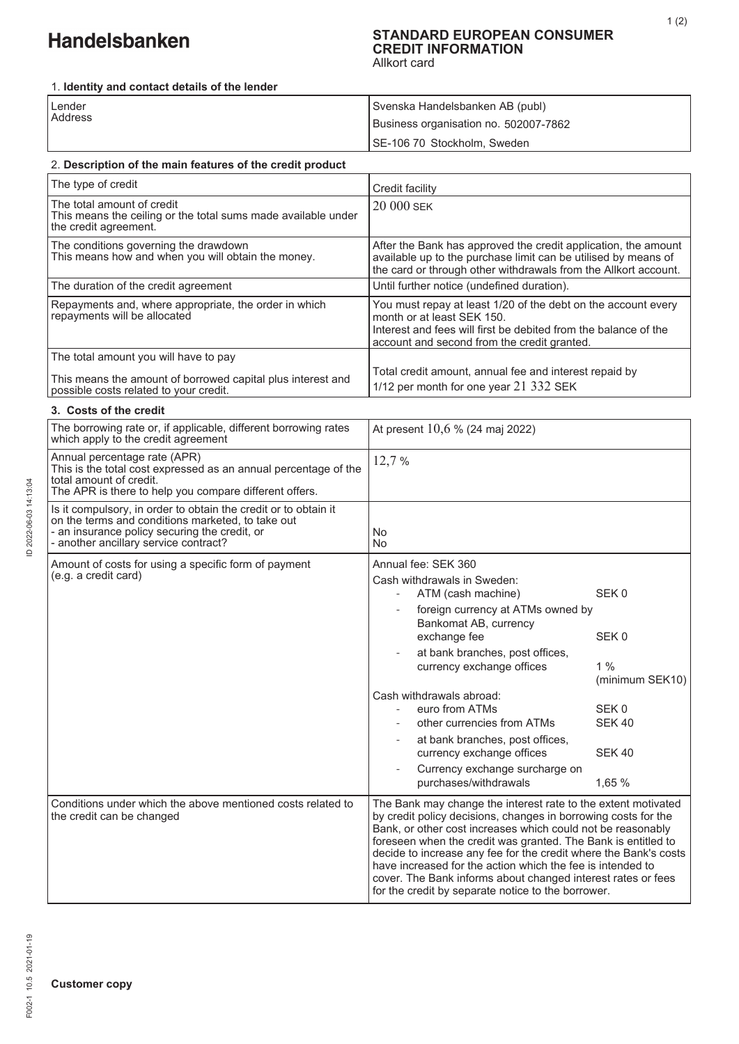# Handelsbanken

## STANDARD EUROPEAN CONSUMER CREDIT INFORMATION
Allkort card

### 1. Identity and contact details of the lender

| | |
|---|---|
| Lender<br>Address | Svenska Handelsbanken AB (publ)<br>Business organisation no. 502007-7862<br>SE-106 70 Stockholm, Sweden |

### 2. Description of the main features of the credit product

| | |
|---|---|
| The type of credit | Credit facility |
| The total amount of credit<br>This means the ceiling or the total sums made available under the credit agreement. | 20 000 SEK |
| The conditions governing the drawdown<br>This means how and when you will obtain the money. | After the Bank has approved the credit application, the amount available up to the purchase limit can be utilised by means of the card or through other withdrawals from the Allkort account. |
| The duration of the credit agreement | Until further notice (undefined duration). |
| Repayments and, where appropriate, the order in which repayments will be allocated | You must repay at least 1/20 of the debt on the account every month or at least SEK 150.<br>Interest and fees will first be debited from the balance of the account and second from the credit granted. |
| The total amount you will have to pay<br><br>This means the amount of borrowed capital plus interest and possible costs related to your credit. | Total credit amount, annual fee and interest repaid by 1/12 per month for one year 21 332 SEK |

### 3. Costs of the credit

| | |
|---|---|
| The borrowing rate or, if applicable, different borrowing rates which apply to the credit agreement | At present 10,6 % (24 maj 2022) |
| Annual percentage rate (APR)<br>This is the total cost expressed as an annual percentage of the total amount of credit.<br>The APR is there to help you compare different offers. | 12,7 % |
| Is it compulsory, in order to obtain the credit or to obtain it on the terms and conditions marketed, to take out<br>- an insurance policy securing the credit, or<br>- another ancillary service contract? | No<br>No |
| Amount of costs for using a specific form of payment (e.g. a credit card) | Annual fee: SEK 360<br>Cash withdrawals in Sweden:<br>- ATM (cash machine) SEK 0<br>- foreign currency at ATMs owned by Bankomat AB, currency exchange fee SEK 0<br>- at bank branches, post offices, currency exchange offices 1 % (minimum SEK10)<br>Cash withdrawals abroad:<br>- euro from ATMs SEK 0<br>- other currencies from ATMs SEK 40<br>- at bank branches, post offices, currency exchange offices SEK 40<br>- Currency exchange surcharge on purchases/withdrawals 1,65 % |
| Conditions under which the above mentioned costs related to the credit can be changed | The Bank may change the interest rate to the extent motivated by credit policy decisions, changes in borrowing costs for the Bank, or other cost increases which could not be reasonably foreseen when the credit was granted. The Bank is entitled to decide to increase any fee for the credit where the Bank's costs have increased for the action which the fee is intended to cover. The Bank informs about changed interest rates or fees for the credit by separate notice to the borrower. |

**Customer copy**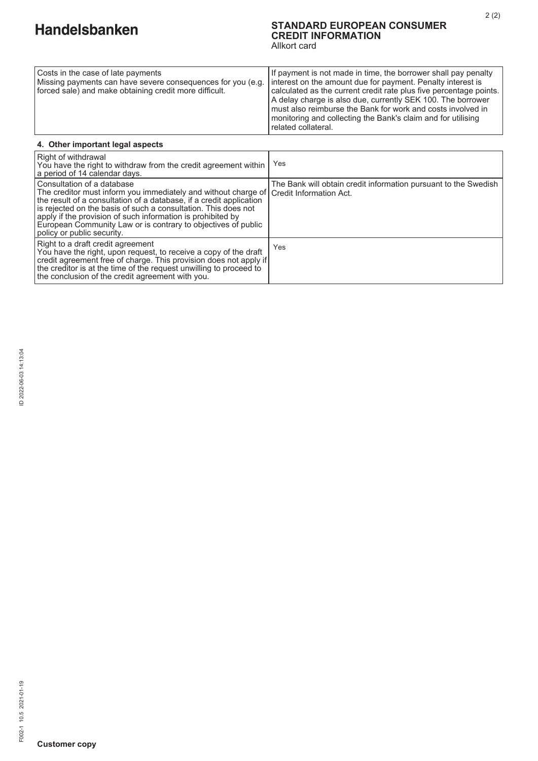# Handelsbanken

**STANDARD EUROPEAN CONSUMER CREDIT INFORMATION**
Allkort card

| | |
|---|---|
| Costs in the case of late payments<br>Missing payments can have severe consequences for you (e.g. forced sale) and make obtaining credit more difficult. | If payment is not made in time, the borrower shall pay penalty interest on the amount due for payment. Penalty interest is calculated as the current credit rate plus five percentage points. A delay charge is also due, currently SEK 100. The borrower must also reimburse the Bank for work and costs involved in monitoring and collecting the Bank's claim and for utilising related collateral. |

**4. Other important legal aspects**

| | |
|---|---|
| Right of withdrawal<br>You have the right to withdraw from the credit agreement within a period of 14 calendar days. | Yes |
| Consultation of a database<br>The creditor must inform you immediately and without charge of the result of a consultation of a database, if a credit application is rejected on the basis of such a consultation. This does not apply if the provision of such information is prohibited by European Community Law or is contrary to objectives of public policy or public security. | The Bank will obtain credit information pursuant to the Swedish Credit Information Act. |
| Right to a draft credit agreement<br>You have the right, upon request, to receive a copy of the draft credit agreement free of charge. This provision does not apply if the creditor is at the time of the request unwilling to proceed to the conclusion of the credit agreement with you. | Yes |

**Customer copy**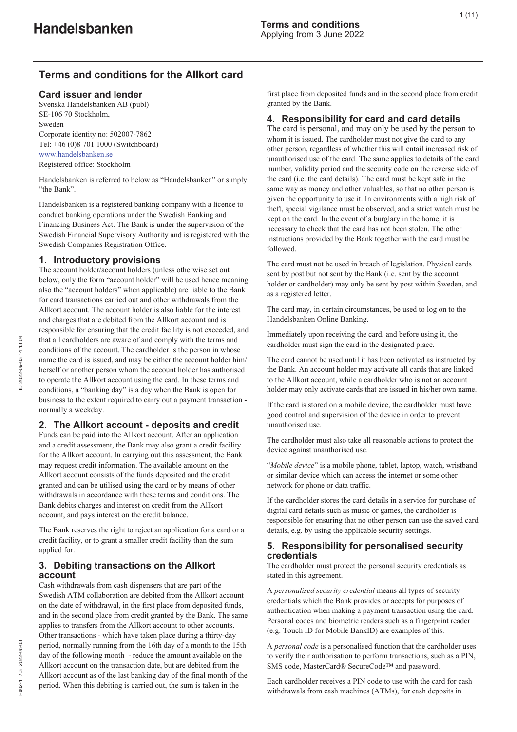# Terms and conditions for the Allkort card

## Card issuer and lender

Svenska Handelsbanken AB (publ)
SE-106 70 Stockholm,
Sweden
Corporate identity no: 502007-7862
Tel: +46 (0)8 701 1000 (Switchboard)
www.handelsbanken.se
Registered office: Stockholm

Handelsbanken is referred to below as "Handelsbanken" or simply "the Bank".

Handelsbanken is a registered banking company with a licence to conduct banking operations under the Swedish Banking and Financing Business Act. The Bank is under the supervision of the Swedish Financial Supervisory Authority and is registered with the Swedish Companies Registration Office.

## 1. Introductory provisions

The account holder/account holders (unless otherwise set out below, only the form "account holder" will be used hence meaning also the "account holders" when applicable) are liable to the Bank for card transactions carried out and other withdrawals from the Allkort account. The account holder is also liable for the interest and charges that are debited from the Allkort account and is responsible for ensuring that the credit facility is not exceeded, and that all cardholders are aware of and comply with the terms and conditions of the account. The cardholder is the person in whose name the card is issued, and may be either the account holder him/herself or another person whom the account holder has authorised to operate the Allkort account using the card. In these terms and conditions, a "banking day" is a day when the Bank is open for business to the extent required to carry out a payment transaction - normally a weekday.

## 2. The Allkort account - deposits and credit

Funds can be paid into the Allkort account. After an application and a credit assessment, the Bank may also grant a credit facility for the Allkort account. In carrying out this assessment, the Bank may request credit information. The available amount on the Allkort account consists of the funds deposited and the credit granted and can be utilised using the card or by means of other withdrawals in accordance with these terms and conditions. The Bank debits charges and interest on credit from the Allkort account, and pays interest on the credit balance.

The Bank reserves the right to reject an application for a card or a credit facility, or to grant a smaller credit facility than the sum applied for.

## 3. Debiting transactions on the Allkort account

Cash withdrawals from cash dispensers that are part of the Swedish ATM collaboration are debited from the Allkort account on the date of withdrawal, in the first place from deposited funds, and in the second place from credit granted by the Bank. The same applies to transfers from the Allkort account to other accounts. Other transactions - which have taken place during a thirty-day period, normally running from the 16th day of a month to the 15th day of the following month - reduce the amount available on the Allkort account on the transaction date, but are debited from the Allkort account as of the last banking day of the final month of the period. When this debiting is carried out, the sum is taken in the first place from deposited funds and in the second place from credit granted by the Bank.

## 4. Responsibility for card and card details

The card is personal, and may only be used by the person to whom it is issued. The cardholder must not give the card to any other person, regardless of whether this will entail increased risk of unauthorised use of the card. The same applies to details of the card number, validity period and the security code on the reverse side of the card (i.e. the card details). The card must be kept safe in the same way as money and other valuables, so that no other person is given the opportunity to use it. In environments with a high risk of theft, special vigilance must be observed, and a strict watch must be kept on the card. In the event of a burglary in the home, it is necessary to check that the card has not been stolen. The other instructions provided by the Bank together with the card must be followed.

The card must not be used in breach of legislation. Physical cards sent by post but not sent by the Bank (i.e. sent by the account holder or cardholder) may only be sent by post within Sweden, and as a registered letter.

The card may, in certain circumstances, be used to log on to the Handelsbanken Online Banking.

Immediately upon receiving the card, and before using it, the cardholder must sign the card in the designated place.

The card cannot be used until it has been activated as instructed by the Bank. An account holder may activate all cards that are linked to the Allkort account, while a cardholder who is not an account holder may only activate cards that are issued in his/her own name.

If the card is stored on a mobile device, the cardholder must have good control and supervision of the device in order to prevent unauthorised use.

The cardholder must also take all reasonable actions to protect the device against unauthorised use.

"*Mobile device*" is a mobile phone, tablet, laptop, watch, wristband or similar device which can access the internet or some other network for phone or data traffic.

If the cardholder stores the card details in a service for purchase of digital card details such as music or games, the cardholder is responsible for ensuring that no other person can use the saved card details, e.g. by using the applicable security settings.

## 5. Responsibility for personalised security credentials

The cardholder must protect the personal security credentials as stated in this agreement.

A *personalised security credential* means all types of security credentials which the Bank provides or accepts for purposes of authentication when making a payment transaction using the card. Personal codes and biometric readers such as a fingerprint reader (e.g. Touch ID for Mobile BankID) are examples of this.

A *personal code* is a personalised function that the cardholder uses to verify their authorisation to perform transactions, such as a PIN, SMS code, MasterCard® SecureCode™ and password.

Each cardholder receives a PIN code to use with the card for cash withdrawals from cash machines (ATMs), for cash deposits in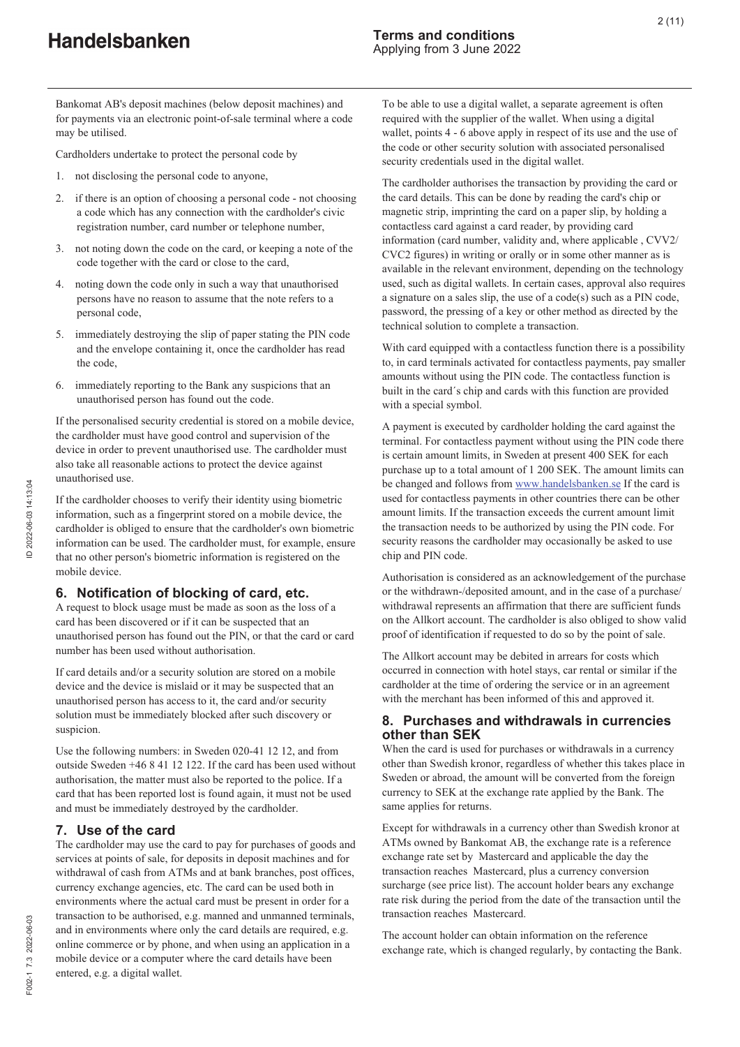Bankomat AB's deposit machines (below deposit machines) and for payments via an electronic point-of-sale terminal where a code may be utilised.

Cardholders undertake to protect the personal code by

1. not disclosing the personal code to anyone,
2. if there is an option of choosing a personal code - not choosing a code which has any connection with the cardholder's civic registration number, card number or telephone number,
3. not noting down the code on the card, or keeping a note of the code together with the card or close to the card,
4. noting down the code only in such a way that unauthorised persons have no reason to assume that the note refers to a personal code,
5. immediately destroying the slip of paper stating the PIN code and the envelope containing it, once the cardholder has read the code,
6. immediately reporting to the Bank any suspicions that an unauthorised person has found out the code.

If the personalised security credential is stored on a mobile device, the cardholder must have good control and supervision of the device in order to prevent unauthorised use. The cardholder must also take all reasonable actions to protect the device against unauthorised use.

If the cardholder chooses to verify their identity using biometric information, such as a fingerprint stored on a mobile device, the cardholder is obliged to ensure that the cardholder's own biometric information can be used. The cardholder must, for example, ensure that no other person's biometric information is registered on the mobile device.

## 6. Notification of blocking of card, etc.

A request to block usage must be made as soon as the loss of a card has been discovered or if it can be suspected that an unauthorised person has found out the PIN, or that the card or card number has been used without authorisation.

If card details and/or a security solution are stored on a mobile device and the device is mislaid or it may be suspected that an unauthorised person has access to it, the card and/or security solution must be immediately blocked after such discovery or suspicion.

Use the following numbers: in Sweden 020-41 12 12, and from outside Sweden +46 8 41 12 122. If the card has been used without authorisation, the matter must also be reported to the police. If a card that has been reported lost is found again, it must not be used and must be immediately destroyed by the cardholder.

## 7. Use of the card

The cardholder may use the card to pay for purchases of goods and services at points of sale, for deposits in deposit machines and for withdrawal of cash from ATMs and at bank branches, post offices, currency exchange agencies, etc. The card can be used both in environments where the actual card must be present in order for a transaction to be authorised, e.g. manned and unmanned terminals, and in environments where only the card details are required, e.g. online commerce or by phone, and when using an application in a mobile device or a computer where the card details have been entered, e.g. a digital wallet.

To be able to use a digital wallet, a separate agreement is often required with the supplier of the wallet. When using a digital wallet, points 4 - 6 above apply in respect of its use and the use of the code or other security solution with associated personalised security credentials used in the digital wallet.

The cardholder authorises the transaction by providing the card or the card details. This can be done by reading the card's chip or magnetic strip, imprinting the card on a paper slip, by holding a contactless card against a card reader, by providing card information (card number, validity and, where applicable , CVV2/ CVC2 figures) in writing or orally or in some other manner as is available in the relevant environment, depending on the technology used, such as digital wallets. In certain cases, approval also requires a signature on a sales slip, the use of a code(s) such as a PIN code, password, the pressing of a key or other method as directed by the technical solution to complete a transaction.

With card equipped with a contactless function there is a possibility to, in card terminals activated for contactless payments, pay smaller amounts without using the PIN code. The contactless function is built in the card´s chip and cards with this function are provided with a special symbol.

A payment is executed by cardholder holding the card against the terminal. For contactless payment without using the PIN code there is certain amount limits, in Sweden at present 400 SEK for each purchase up to a total amount of 1 200 SEK. The amount limits can be changed and follows from www.handelsbanken.se If the card is used for contactless payments in other countries there can be other amount limits. If the transaction exceeds the current amount limit the transaction needs to be authorized by using the PIN code. For security reasons the cardholder may occasionally be asked to use chip and PIN code.

Authorisation is considered as an acknowledgement of the purchase or the withdrawn-/deposited amount, and in the case of a purchase/ withdrawal represents an affirmation that there are sufficient funds on the Allkort account. The cardholder is also obliged to show valid proof of identification if requested to do so by the point of sale.

The Allkort account may be debited in arrears for costs which occurred in connection with hotel stays, car rental or similar if the cardholder at the time of ordering the service or in an agreement with the merchant has been informed of this and approved it.

## 8. Purchases and withdrawals in currencies other than SEK

When the card is used for purchases or withdrawals in a currency other than Swedish kronor, regardless of whether this takes place in Sweden or abroad, the amount will be converted from the foreign currency to SEK at the exchange rate applied by the Bank. The same applies for returns.

Except for withdrawals in a currency other than Swedish kronor at ATMs owned by Bankomat AB, the exchange rate is a reference exchange rate set by Mastercard and applicable the day the transaction reaches Mastercard, plus a currency conversion surcharge (see price list). The account holder bears any exchange rate risk during the period from the date of the transaction until the transaction reaches Mastercard.

The account holder can obtain information on the reference exchange rate, which is changed regularly, by contacting the Bank.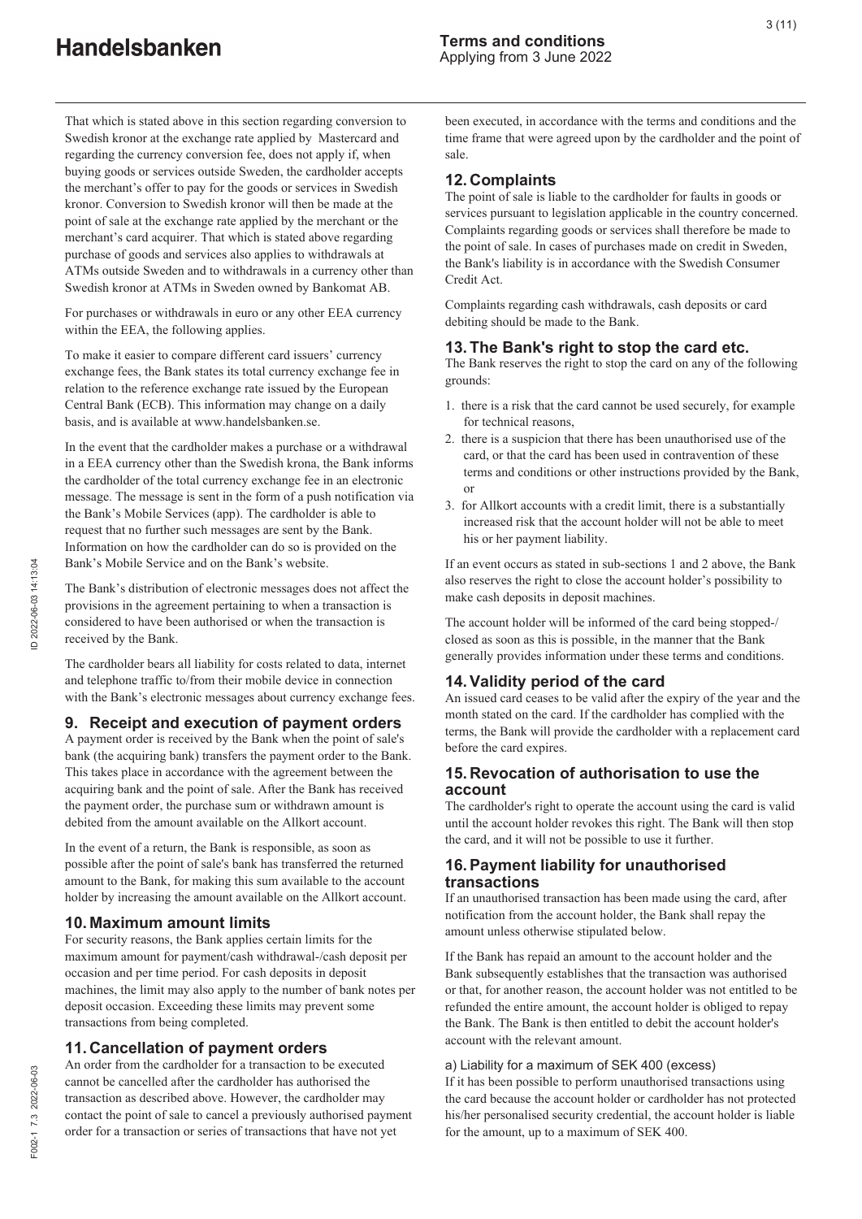That which is stated above in this section regarding conversion to Swedish kronor at the exchange rate applied by Mastercard and regarding the currency conversion fee, does not apply if, when buying goods or services outside Sweden, the cardholder accepts the merchant's offer to pay for the goods or services in Swedish kronor. Conversion to Swedish kronor will then be made at the point of sale at the exchange rate applied by the merchant or the merchant's card acquirer. That which is stated above regarding purchase of goods and services also applies to withdrawals at ATMs outside Sweden and to withdrawals in a currency other than Swedish kronor at ATMs in Sweden owned by Bankomat AB.

For purchases or withdrawals in euro or any other EEA currency within the EEA, the following applies.

To make it easier to compare different card issuers' currency exchange fees, the Bank states its total currency exchange fee in relation to the reference exchange rate issued by the European Central Bank (ECB). This information may change on a daily basis, and is available at www.handelsbanken.se.

In the event that the cardholder makes a purchase or a withdrawal in a EEA currency other than the Swedish krona, the Bank informs the cardholder of the total currency exchange fee in an electronic message. The message is sent in the form of a push notification via the Bank's Mobile Services (app). The cardholder is able to request that no further such messages are sent by the Bank. Information on how the cardholder can do so is provided on the Bank's Mobile Service and on the Bank's website.

The Bank's distribution of electronic messages does not affect the provisions in the agreement pertaining to when a transaction is considered to have been authorised or when the transaction is received by the Bank.

The cardholder bears all liability for costs related to data, internet and telephone traffic to/from their mobile device in connection with the Bank's electronic messages about currency exchange fees.

## 9. Receipt and execution of payment orders

A payment order is received by the Bank when the point of sale's bank (the acquiring bank) transfers the payment order to the Bank. This takes place in accordance with the agreement between the acquiring bank and the point of sale. After the Bank has received the payment order, the purchase sum or withdrawn amount is debited from the amount available on the Allkort account.

In the event of a return, the Bank is responsible, as soon as possible after the point of sale's bank has transferred the returned amount to the Bank, for making this sum available to the account holder by increasing the amount available on the Allkort account.

## 10. Maximum amount limits

For security reasons, the Bank applies certain limits for the maximum amount for payment/cash withdrawal-/cash deposit per occasion and per time period. For cash deposits in deposit machines, the limit may also apply to the number of bank notes per deposit occasion. Exceeding these limits may prevent some transactions from being completed.

## 11. Cancellation of payment orders

An order from the cardholder for a transaction to be executed cannot be cancelled after the cardholder has authorised the transaction as described above. However, the cardholder may contact the point of sale to cancel a previously authorised payment order for a transaction or series of transactions that have not yet been executed, in accordance with the terms and conditions and the time frame that were agreed upon by the cardholder and the point of sale.

## 12. Complaints

The point of sale is liable to the cardholder for faults in goods or services pursuant to legislation applicable in the country concerned. Complaints regarding goods or services shall therefore be made to the point of sale. In cases of purchases made on credit in Sweden, the Bank's liability is in accordance with the Swedish Consumer Credit Act.

Complaints regarding cash withdrawals, cash deposits or card debiting should be made to the Bank.

## 13. The Bank's right to stop the card etc.

The Bank reserves the right to stop the card on any of the following grounds:

1. there is a risk that the card cannot be used securely, for example for technical reasons,
2. there is a suspicion that there has been unauthorised use of the card, or that the card has been used in contravention of these terms and conditions or other instructions provided by the Bank, or
3. for Allkort accounts with a credit limit, there is a substantially increased risk that the account holder will not be able to meet his or her payment liability.

If an event occurs as stated in sub-sections 1 and 2 above, the Bank also reserves the right to close the account holder's possibility to make cash deposits in deposit machines.

The account holder will be informed of the card being stopped-/closed as soon as this is possible, in the manner that the Bank generally provides information under these terms and conditions.

## 14. Validity period of the card

An issued card ceases to be valid after the expiry of the year and the month stated on the card. If the cardholder has complied with the terms, the Bank will provide the cardholder with a replacement card before the card expires.

## 15. Revocation of authorisation to use the account

The cardholder's right to operate the account using the card is valid until the account holder revokes this right. The Bank will then stop the card, and it will not be possible to use it further.

## 16. Payment liability for unauthorised transactions

If an unauthorised transaction has been made using the card, after notification from the account holder, the Bank shall repay the amount unless otherwise stipulated below.

If the Bank has repaid an amount to the account holder and the Bank subsequently establishes that the transaction was authorised or that, for another reason, the account holder was not entitled to be refunded the entire amount, the account holder is obliged to repay the Bank. The Bank is then entitled to debit the account holder's account with the relevant amount.

### a) Liability for a maximum of SEK 400 (excess)

If it has been possible to perform unauthorised transactions using the card because the account holder or cardholder has not protected his/her personalised security credential, the account holder is liable for the amount, up to a maximum of SEK 400.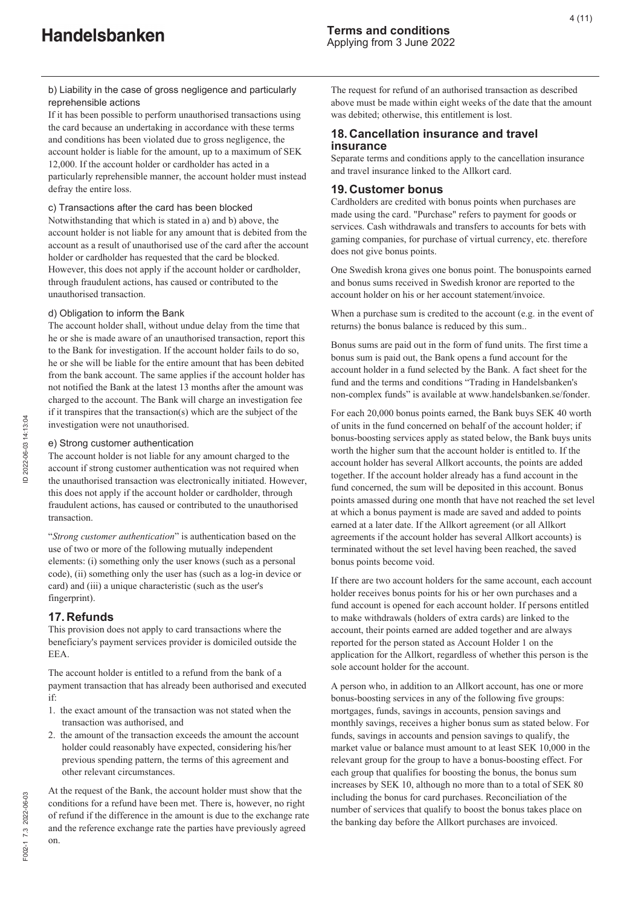b) Liability in the case of gross negligence and particularly reprehensible actions

If it has been possible to perform unauthorised transactions using the card because an undertaking in accordance with these terms and conditions has been violated due to gross negligence, the account holder is liable for the amount, up to a maximum of SEK 12,000. If the account holder or cardholder has acted in a particularly reprehensible manner, the account holder must instead defray the entire loss.

c) Transactions after the card has been blocked

Notwithstanding that which is stated in a) and b) above, the account holder is not liable for any amount that is debited from the account as a result of unauthorised use of the card after the account holder or cardholder has requested that the card be blocked. However, this does not apply if the account holder or cardholder, through fraudulent actions, has caused or contributed to the unauthorised transaction.

d) Obligation to inform the Bank

The account holder shall, without undue delay from the time that he or she is made aware of an unauthorised transaction, report this to the Bank for investigation. If the account holder fails to do so, he or she will be liable for the entire amount that has been debited from the bank account. The same applies if the account holder has not notified the Bank at the latest 13 months after the amount was charged to the account. The Bank will charge an investigation fee if it transpires that the transaction(s) which are the subject of the investigation were not unauthorised.

e) Strong customer authentication

The account holder is not liable for any amount charged to the account if strong customer authentication was not required when the unauthorised transaction was electronically initiated. However, this does not apply if the account holder or cardholder, through fraudulent actions, has caused or contributed to the unauthorised transaction.

"*Strong customer authentication*" is authentication based on the use of two or more of the following mutually independent elements: (i) something only the user knows (such as a personal code), (ii) something only the user has (such as a log-in device or card) and (iii) a unique characteristic (such as the user's fingerprint).

## 17. Refunds

This provision does not apply to card transactions where the beneficiary's payment services provider is domiciled outside the EEA.

The account holder is entitled to a refund from the bank of a payment transaction that has already been authorised and executed if:

1. the exact amount of the transaction was not stated when the transaction was authorised, and
2. the amount of the transaction exceeds the amount the account holder could reasonably have expected, considering his/her previous spending pattern, the terms of this agreement and other relevant circumstances.

At the request of the Bank, the account holder must show that the conditions for a refund have been met. There is, however, no right of refund if the difference in the amount is due to the exchange rate and the reference exchange rate the parties have previously agreed on.

The request for refund of an authorised transaction as described above must be made within eight weeks of the date that the amount was debited; otherwise, this entitlement is lost.

## 18. Cancellation insurance and travel insurance

Separate terms and conditions apply to the cancellation insurance and travel insurance linked to the Allkort card.

## 19. Customer bonus

Cardholders are credited with bonus points when purchases are made using the card. "Purchase" refers to payment for goods or services. Cash withdrawals and transfers to accounts for bets with gaming companies, for purchase of virtual currency, etc. therefore does not give bonus points.

One Swedish krona gives one bonus point. The bonuspoints earned and bonus sums received in Swedish kronor are reported to the account holder on his or her account statement/invoice.

When a purchase sum is credited to the account (e.g. in the event of returns) the bonus balance is reduced by this sum..

Bonus sums are paid out in the form of fund units. The first time a bonus sum is paid out, the Bank opens a fund account for the account holder in a fund selected by the Bank. A fact sheet for the fund and the terms and conditions "Trading in Handelsbanken's non-complex funds" is available at www.handelsbanken.se/fonder.

For each 20,000 bonus points earned, the Bank buys SEK 40 worth of units in the fund concerned on behalf of the account holder; if bonus-boosting services apply as stated below, the Bank buys units worth the higher sum that the account holder is entitled to. If the account holder has several Allkort accounts, the points are added together. If the account holder already has a fund account in the fund concerned, the sum will be deposited in this account. Bonus points amassed during one month that have not reached the set level at which a bonus payment is made are saved and added to points earned at a later date. If the Allkort agreement (or all Allkort agreements if the account holder has several Allkort accounts) is terminated without the set level having been reached, the saved bonus points become void.

If there are two account holders for the same account, each account holder receives bonus points for his or her own purchases and a fund account is opened for each account holder. If persons entitled to make withdrawals (holders of extra cards) are linked to the account, their points earned are added together and are always reported for the person stated as Account Holder 1 on the application for the Allkort, regardless of whether this person is the sole account holder for the account.

A person who, in addition to an Allkort account, has one or more bonus-boosting services in any of the following five groups: mortgages, funds, savings in accounts, pension savings and monthly savings, receives a higher bonus sum as stated below. For funds, savings in accounts and pension savings to qualify, the market value or balance must amount to at least SEK 10,000 in the relevant group for the group to have a bonus-boosting effect. For each group that qualifies for boosting the bonus, the bonus sum increases by SEK 10, although no more than to a total of SEK 80 including the bonus for card purchases. Reconciliation of the number of services that qualify to boost the bonus takes place on the banking day before the Allkort purchases are invoiced.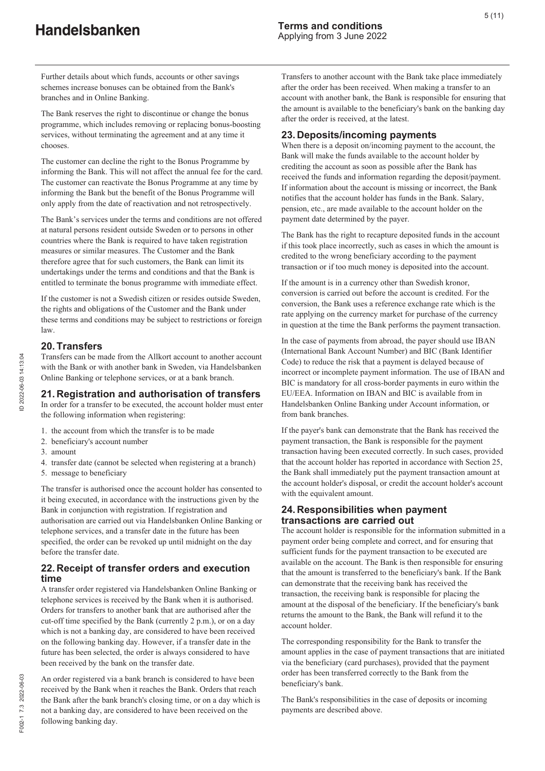Further details about which funds, accounts or other savings schemes increase bonuses can be obtained from the Bank's branches and in Online Banking.

The Bank reserves the right to discontinue or change the bonus programme, which includes removing or replacing bonus-boosting services, without terminating the agreement and at any time it chooses.

The customer can decline the right to the Bonus Programme by informing the Bank. This will not affect the annual fee for the card. The customer can reactivate the Bonus Programme at any time by informing the Bank but the benefit of the Bonus Programme will only apply from the date of reactivation and not retrospectively.

The Bank's services under the terms and conditions are not offered at natural persons resident outside Sweden or to persons in other countries where the Bank is required to have taken registration measures or similar measures. The Customer and the Bank therefore agree that for such customers, the Bank can limit its undertakings under the terms and conditions and that the Bank is entitled to terminate the bonus programme with immediate effect.

If the customer is not a Swedish citizen or resides outside Sweden, the rights and obligations of the Customer and the Bank under these terms and conditions may be subject to restrictions or foreign law.

## 20. Transfers

Transfers can be made from the Allkort account to another account with the Bank or with another bank in Sweden, via Handelsbanken Online Banking or telephone services, or at a bank branch.

## 21. Registration and authorisation of transfers

In order for a transfer to be executed, the account holder must enter the following information when registering:

1. the account from which the transfer is to be made
2. beneficiary's account number
3. amount
4. transfer date (cannot be selected when registering at a branch)
5. message to beneficiary

The transfer is authorised once the account holder has consented to it being executed, in accordance with the instructions given by the Bank in conjunction with registration. If registration and authorisation are carried out via Handelsbanken Online Banking or telephone services, and a transfer date in the future has been specified, the order can be revoked up until midnight on the day before the transfer date.

## 22. Receipt of transfer orders and execution time

A transfer order registered via Handelsbanken Online Banking or telephone services is received by the Bank when it is authorised. Orders for transfers to another bank that are authorised after the cut-off time specified by the Bank (currently 2 p.m.), or on a day which is not a banking day, are considered to have been received on the following banking day. However, if a transfer date in the future has been selected, the order is always considered to have been received by the bank on the transfer date.

An order registered via a bank branch is considered to have been received by the Bank when it reaches the Bank. Orders that reach the Bank after the bank branch's closing time, or on a day which is not a banking day, are considered to have been received on the following banking day.

Transfers to another account with the Bank take place immediately after the order has been received. When making a transfer to an account with another bank, the Bank is responsible for ensuring that the amount is available to the beneficiary's bank on the banking day after the order is received, at the latest.

## 23. Deposits/incoming payments

When there is a deposit on/incoming payment to the account, the Bank will make the funds available to the account holder by crediting the account as soon as possible after the Bank has received the funds and information regarding the deposit/payment. If information about the account is missing or incorrect, the Bank notifies that the account holder has funds in the Bank. Salary, pension, etc., are made available to the account holder on the payment date determined by the payer.

The Bank has the right to recapture deposited funds in the account if this took place incorrectly, such as cases in which the amount is credited to the wrong beneficiary according to the payment transaction or if too much money is deposited into the account.

If the amount is in a currency other than Swedish kronor, conversion is carried out before the account is credited. For the conversion, the Bank uses a reference exchange rate which is the rate applying on the currency market for purchase of the currency in question at the time the Bank performs the payment transaction.

In the case of payments from abroad, the payer should use IBAN (International Bank Account Number) and BIC (Bank Identifier Code) to reduce the risk that a payment is delayed because of incorrect or incomplete payment information. The use of IBAN and BIC is mandatory for all cross-border payments in euro within the EU/EEA. Information on IBAN and BIC is available from in Handelsbanken Online Banking under Account information, or from bank branches.

If the payer's bank can demonstrate that the Bank has received the payment transaction, the Bank is responsible for the payment transaction having been executed correctly. In such cases, provided that the account holder has reported in accordance with Section 25, the Bank shall immediately put the payment transaction amount at the account holder's disposal, or credit the account holder's account with the equivalent amount.

## 24. Responsibilities when payment transactions are carried out

The account holder is responsible for the information submitted in a payment order being complete and correct, and for ensuring that sufficient funds for the payment transaction to be executed are available on the account. The Bank is then responsible for ensuring that the amount is transferred to the beneficiary's bank. If the Bank can demonstrate that the receiving bank has received the transaction, the receiving bank is responsible for placing the amount at the disposal of the beneficiary. If the beneficiary's bank returns the amount to the Bank, the Bank will refund it to the account holder.

The corresponding responsibility for the Bank to transfer the amount applies in the case of payment transactions that are initiated via the beneficiary (card purchases), provided that the payment order has been transferred correctly to the Bank from the beneficiary's bank.

The Bank's responsibilities in the case of deposits or incoming payments are described above.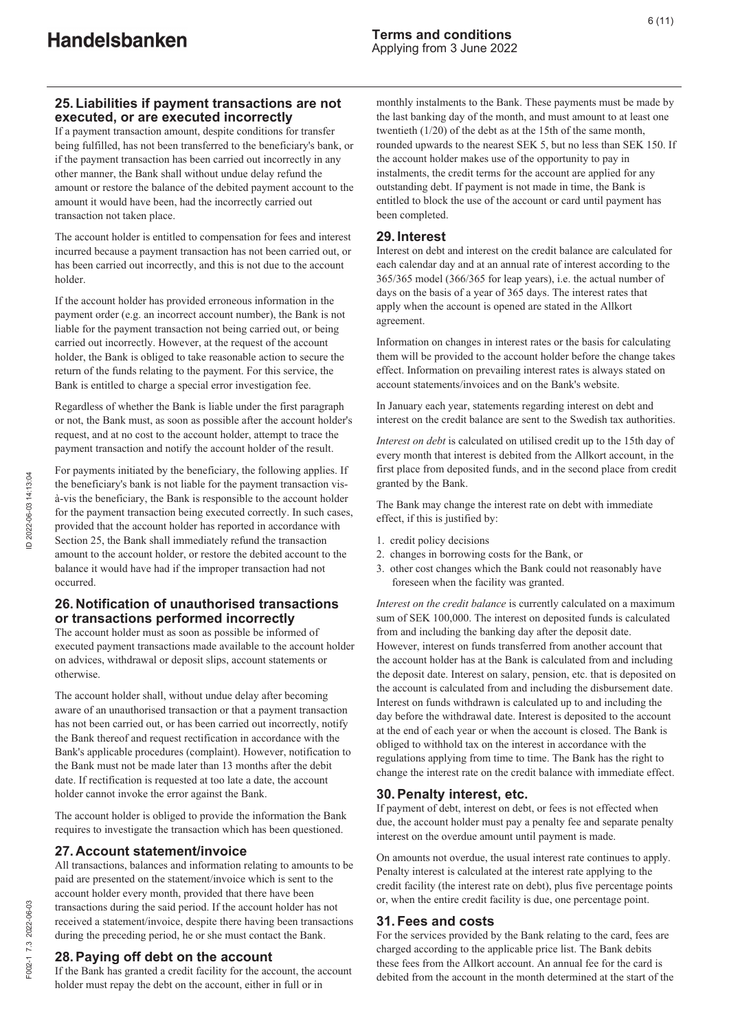## 25. Liabilities if payment transactions are not executed, or are executed incorrectly

If a payment transaction amount, despite conditions for transfer being fulfilled, has not been transferred to the beneficiary's bank, or if the payment transaction has been carried out incorrectly in any other manner, the Bank shall without undue delay refund the amount or restore the balance of the debited payment account to the amount it would have been, had the incorrectly carried out transaction not taken place.

The account holder is entitled to compensation for fees and interest incurred because a payment transaction has not been carried out, or has been carried out incorrectly, and this is not due to the account holder.

If the account holder has provided erroneous information in the payment order (e.g. an incorrect account number), the Bank is not liable for the payment transaction not being carried out, or being carried out incorrectly. However, at the request of the account holder, the Bank is obliged to take reasonable action to secure the return of the funds relating to the payment. For this service, the Bank is entitled to charge a special error investigation fee.

Regardless of whether the Bank is liable under the first paragraph or not, the Bank must, as soon as possible after the account holder's request, and at no cost to the account holder, attempt to trace the payment transaction and notify the account holder of the result.

For payments initiated by the beneficiary, the following applies. If the beneficiary's bank is not liable for the payment transaction vis-à-vis the beneficiary, the Bank is responsible to the account holder for the payment transaction being executed correctly. In such cases, provided that the account holder has reported in accordance with Section 25, the Bank shall immediately refund the transaction amount to the account holder, or restore the debited account to the balance it would have had if the improper transaction had not occurred.

## 26. Notification of unauthorised transactions or transactions performed incorrectly

The account holder must as soon as possible be informed of executed payment transactions made available to the account holder on advices, withdrawal or deposit slips, account statements or otherwise.

The account holder shall, without undue delay after becoming aware of an unauthorised transaction or that a payment transaction has not been carried out, or has been carried out incorrectly, notify the Bank thereof and request rectification in accordance with the Bank's applicable procedures (complaint). However, notification to the Bank must not be made later than 13 months after the debit date. If rectification is requested at too late a date, the account holder cannot invoke the error against the Bank.

The account holder is obliged to provide the information the Bank requires to investigate the transaction which has been questioned.

## 27. Account statement/invoice

All transactions, balances and information relating to amounts to be paid are presented on the statement/invoice which is sent to the account holder every month, provided that there have been transactions during the said period. If the account holder has not received a statement/invoice, despite there having been transactions during the preceding period, he or she must contact the Bank.

## 28. Paying off debt on the account

If the Bank has granted a credit facility for the account, the account holder must repay the debt on the account, either in full or in monthly instalments to the Bank. These payments must be made by the last banking day of the month, and must amount to at least one twentieth (1/20) of the debt as at the 15th of the same month, rounded upwards to the nearest SEK 5, but no less than SEK 150. If the account holder makes use of the opportunity to pay in instalments, the credit terms for the account are applied for any outstanding debt. If payment is not made in time, the Bank is entitled to block the use of the account or card until payment has been completed.

## 29. Interest

Interest on debt and interest on the credit balance are calculated for each calendar day and at an annual rate of interest according to the 365/365 model (366/365 for leap years), i.e. the actual number of days on the basis of a year of 365 days. The interest rates that apply when the account is opened are stated in the Allkort agreement.

Information on changes in interest rates or the basis for calculating them will be provided to the account holder before the change takes effect. Information on prevailing interest rates is always stated on account statements/invoices and on the Bank's website.

In January each year, statements regarding interest on debt and interest on the credit balance are sent to the Swedish tax authorities.

*Interest on debt* is calculated on utilised credit up to the 15th day of every month that interest is debited from the Allkort account, in the first place from deposited funds, and in the second place from credit granted by the Bank.

The Bank may change the interest rate on debt with immediate effect, if this is justified by:

1. credit policy decisions
2. changes in borrowing costs for the Bank, or
3. other cost changes which the Bank could not reasonably have foreseen when the facility was granted.

*Interest on the credit balance* is currently calculated on a maximum sum of SEK 100,000. The interest on deposited funds is calculated from and including the banking day after the deposit date. However, interest on funds transferred from another account that the account holder has at the Bank is calculated from and including the deposit date. Interest on salary, pension, etc. that is deposited on the account is calculated from and including the disbursement date. Interest on funds withdrawn is calculated up to and including the day before the withdrawal date. Interest is deposited to the account at the end of each year or when the account is closed. The Bank is obliged to withhold tax on the interest in accordance with the regulations applying from time to time. The Bank has the right to change the interest rate on the credit balance with immediate effect.

## 30. Penalty interest, etc.

If payment of debt, interest on debt, or fees is not effected when due, the account holder must pay a penalty fee and separate penalty interest on the overdue amount until payment is made.

On amounts not overdue, the usual interest rate continues to apply. Penalty interest is calculated at the interest rate applying to the credit facility (the interest rate on debt), plus five percentage points or, when the entire credit facility is due, one percentage point.

## 31. Fees and costs

For the services provided by the Bank relating to the card, fees are charged according to the applicable price list. The Bank debits these fees from the Allkort account. An annual fee for the card is debited from the account in the month determined at the start of the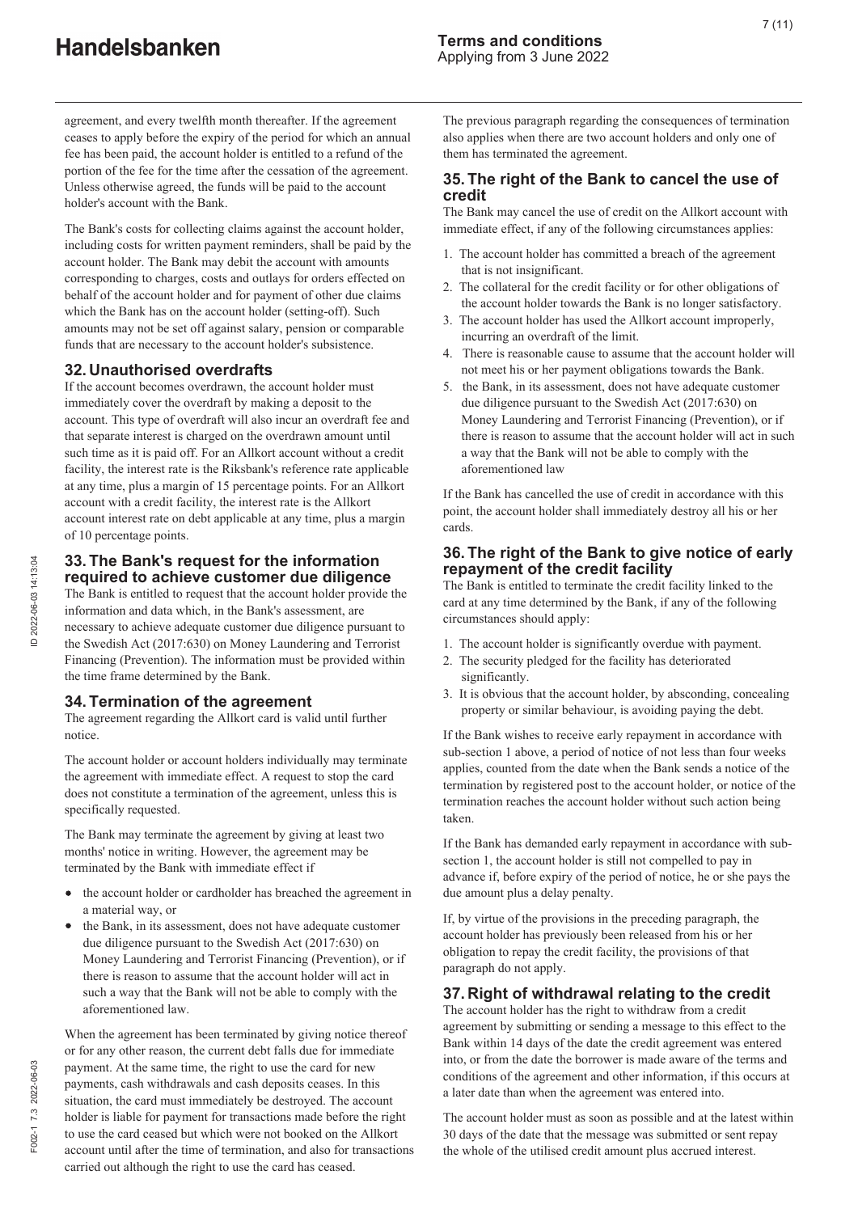agreement, and every twelfth month thereafter. If the agreement ceases to apply before the expiry of the period for which an annual fee has been paid, the account holder is entitled to a refund of the portion of the fee for the time after the cessation of the agreement. Unless otherwise agreed, the funds will be paid to the account holder's account with the Bank.

The Bank's costs for collecting claims against the account holder, including costs for written payment reminders, shall be paid by the account holder. The Bank may debit the account with amounts corresponding to charges, costs and outlays for orders effected on behalf of the account holder and for payment of other due claims which the Bank has on the account holder (setting-off). Such amounts may not be set off against salary, pension or comparable funds that are necessary to the account holder's subsistence.

## 32. Unauthorised overdrafts

If the account becomes overdrawn, the account holder must immediately cover the overdraft by making a deposit to the account. This type of overdraft will also incur an overdraft fee and that separate interest is charged on the overdrawn amount until such time as it is paid off. For an Allkort account without a credit facility, the interest rate is the Riksbank's reference rate applicable at any time, plus a margin of 15 percentage points. For an Allkort account with a credit facility, the interest rate is the Allkort account interest rate on debt applicable at any time, plus a margin of 10 percentage points.

## 33. The Bank's request for the information required to achieve customer due diligence

The Bank is entitled to request that the account holder provide the information and data which, in the Bank's assessment, are necessary to achieve adequate customer due diligence pursuant to the Swedish Act (2017:630) on Money Laundering and Terrorist Financing (Prevention). The information must be provided within the time frame determined by the Bank.

## 34. Termination of the agreement

The agreement regarding the Allkort card is valid until further notice.

The account holder or account holders individually may terminate the agreement with immediate effect. A request to stop the card does not constitute a termination of the agreement, unless this is specifically requested.

The Bank may terminate the agreement by giving at least two months' notice in writing. However, the agreement may be terminated by the Bank with immediate effect if

- the account holder or cardholder has breached the agreement in a material way, or
- the Bank, in its assessment, does not have adequate customer due diligence pursuant to the Swedish Act (2017:630) on Money Laundering and Terrorist Financing (Prevention), or if there is reason to assume that the account holder will act in such a way that the Bank will not be able to comply with the aforementioned law.

When the agreement has been terminated by giving notice thereof or for any other reason, the current debt falls due for immediate payment. At the same time, the right to use the card for new payments, cash withdrawals and cash deposits ceases. In this situation, the card must immediately be destroyed. The account holder is liable for payment for transactions made before the right to use the card ceased but which were not booked on the Allkort account until after the time of termination, and also for transactions carried out although the right to use the card has ceased.

The previous paragraph regarding the consequences of termination also applies when there are two account holders and only one of them has terminated the agreement.

## 35. The right of the Bank to cancel the use of credit

The Bank may cancel the use of credit on the Allkort account with immediate effect, if any of the following circumstances applies:

1. The account holder has committed a breach of the agreement that is not insignificant.
2. The collateral for the credit facility or for other obligations of the account holder towards the Bank is no longer satisfactory.
3. The account holder has used the Allkort account improperly, incurring an overdraft of the limit.
4. There is reasonable cause to assume that the account holder will not meet his or her payment obligations towards the Bank.
5. the Bank, in its assessment, does not have adequate customer due diligence pursuant to the Swedish Act (2017:630) on Money Laundering and Terrorist Financing (Prevention), or if there is reason to assume that the account holder will act in such a way that the Bank will not be able to comply with the aforementioned law

If the Bank has cancelled the use of credit in accordance with this point, the account holder shall immediately destroy all his or her cards.

## 36. The right of the Bank to give notice of early repayment of the credit facility

The Bank is entitled to terminate the credit facility linked to the card at any time determined by the Bank, if any of the following circumstances should apply:

1. The account holder is significantly overdue with payment.
2. The security pledged for the facility has deteriorated significantly.
3. It is obvious that the account holder, by absconding, concealing property or similar behaviour, is avoiding paying the debt.

If the Bank wishes to receive early repayment in accordance with sub-section 1 above, a period of notice of not less than four weeks applies, counted from the date when the Bank sends a notice of the termination by registered post to the account holder, or notice of the termination reaches the account holder without such action being taken.

If the Bank has demanded early repayment in accordance with sub-section 1, the account holder is still not compelled to pay in advance if, before expiry of the period of notice, he or she pays the due amount plus a delay penalty.

If, by virtue of the provisions in the preceding paragraph, the account holder has previously been released from his or her obligation to repay the credit facility, the provisions of that paragraph do not apply.

## 37. Right of withdrawal relating to the credit

The account holder has the right to withdraw from a credit agreement by submitting or sending a message to this effect to the Bank within 14 days of the date the credit agreement was entered into, or from the date the borrower is made aware of the terms and conditions of the agreement and other information, if this occurs at a later date than when the agreement was entered into.

The account holder must as soon as possible and at the latest within 30 days of the date that the message was submitted or sent repay the whole of the utilised credit amount plus accrued interest.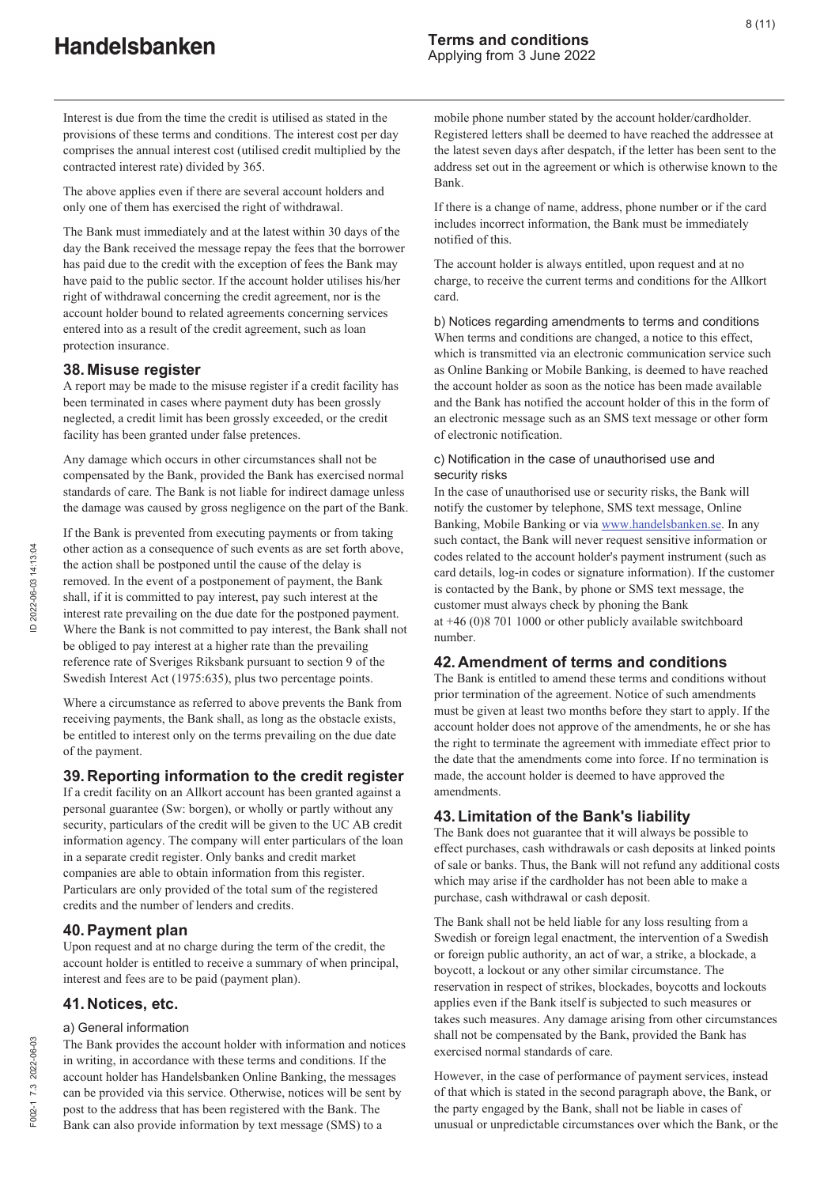Interest is due from the time the credit is utilised as stated in the provisions of these terms and conditions. The interest cost per day comprises the annual interest cost (utilised credit multiplied by the contracted interest rate) divided by 365.

The above applies even if there are several account holders and only one of them has exercised the right of withdrawal.

The Bank must immediately and at the latest within 30 days of the day the Bank received the message repay the fees that the borrower has paid due to the credit with the exception of fees the Bank may have paid to the public sector. If the account holder utilises his/her right of withdrawal concerning the credit agreement, nor is the account holder bound to related agreements concerning services entered into as a result of the credit agreement, such as loan protection insurance.

## 38. Misuse register

A report may be made to the misuse register if a credit facility has been terminated in cases where payment duty has been grossly neglected, a credit limit has been grossly exceeded, or the credit facility has been granted under false pretences.

Any damage which occurs in other circumstances shall not be compensated by the Bank, provided the Bank has exercised normal standards of care. The Bank is not liable for indirect damage unless the damage was caused by gross negligence on the part of the Bank.

If the Bank is prevented from executing payments or from taking other action as a consequence of such events as are set forth above, the action shall be postponed until the cause of the delay is removed. In the event of a postponement of payment, the Bank shall, if it is committed to pay interest, pay such interest at the interest rate prevailing on the due date for the postponed payment. Where the Bank is not committed to pay interest, the Bank shall not be obliged to pay interest at a higher rate than the prevailing reference rate of Sveriges Riksbank pursuant to section 9 of the Swedish Interest Act (1975:635), plus two percentage points.

Where a circumstance as referred to above prevents the Bank from receiving payments, the Bank shall, as long as the obstacle exists, be entitled to interest only on the terms prevailing on the due date of the payment.

## 39. Reporting information to the credit register

If a credit facility on an Allkort account has been granted against a personal guarantee (Sw: borgen), or wholly or partly without any security, particulars of the credit will be given to the UC AB credit information agency. The company will enter particulars of the loan in a separate credit register. Only banks and credit market companies are able to obtain information from this register. Particulars are only provided of the total sum of the registered credits and the number of lenders and credits.

## 40. Payment plan

Upon request and at no charge during the term of the credit, the account holder is entitled to receive a summary of when principal, interest and fees are to be paid (payment plan).

## 41. Notices, etc.

### a) General information

The Bank provides the account holder with information and notices in writing, in accordance with these terms and conditions. If the account holder has Handelsbanken Online Banking, the messages can be provided via this service. Otherwise, notices will be sent by post to the address that has been registered with the Bank. The Bank can also provide information by text message (SMS) to a mobile phone number stated by the account holder/cardholder. Registered letters shall be deemed to have reached the addressee at the latest seven days after despatch, if the letter has been sent to the address set out in the agreement or which is otherwise known to the Bank.

If there is a change of name, address, phone number or if the card includes incorrect information, the Bank must be immediately notified of this.

The account holder is always entitled, upon request and at no charge, to receive the current terms and conditions for the Allkort card.

### b) Notices regarding amendments to terms and conditions

When terms and conditions are changed, a notice to this effect, which is transmitted via an electronic communication service such as Online Banking or Mobile Banking, is deemed to have reached the account holder as soon as the notice has been made available and the Bank has notified the account holder of this in the form of an electronic message such as an SMS text message or other form of electronic notification.

### c) Notification in the case of unauthorised use and security risks

In the case of unauthorised use or security risks, the Bank will notify the customer by telephone, SMS text message, Online Banking, Mobile Banking or via www.handelsbanken.se. In any such contact, the Bank will never request sensitive information or codes related to the account holder's payment instrument (such as card details, log-in codes or signature information). If the customer is contacted by the Bank, by phone or SMS text message, the customer must always check by phoning the Bank at +46 (0)8 701 1000 or other publicly available switchboard number.

## 42. Amendment of terms and conditions

The Bank is entitled to amend these terms and conditions without prior termination of the agreement. Notice of such amendments must be given at least two months before they start to apply. If the account holder does not approve of the amendments, he or she has the right to terminate the agreement with immediate effect prior to the date that the amendments come into force. If no termination is made, the account holder is deemed to have approved the amendments.

## 43. Limitation of the Bank's liability

The Bank does not guarantee that it will always be possible to effect purchases, cash withdrawals or cash deposits at linked points of sale or banks. Thus, the Bank will not refund any additional costs which may arise if the cardholder has not been able to make a purchase, cash withdrawal or cash deposit.

The Bank shall not be held liable for any loss resulting from a Swedish or foreign legal enactment, the intervention of a Swedish or foreign public authority, an act of war, a strike, a blockade, a boycott, a lockout or any other similar circumstance. The reservation in respect of strikes, blockades, boycotts and lockouts applies even if the Bank itself is subjected to such measures or takes such measures. Any damage arising from other circumstances shall not be compensated by the Bank, provided the Bank has exercised normal standards of care.

However, in the case of performance of payment services, instead of that which is stated in the second paragraph above, the Bank, or the party engaged by the Bank, shall not be liable in cases of unusual or unpredictable circumstances over which the Bank, or the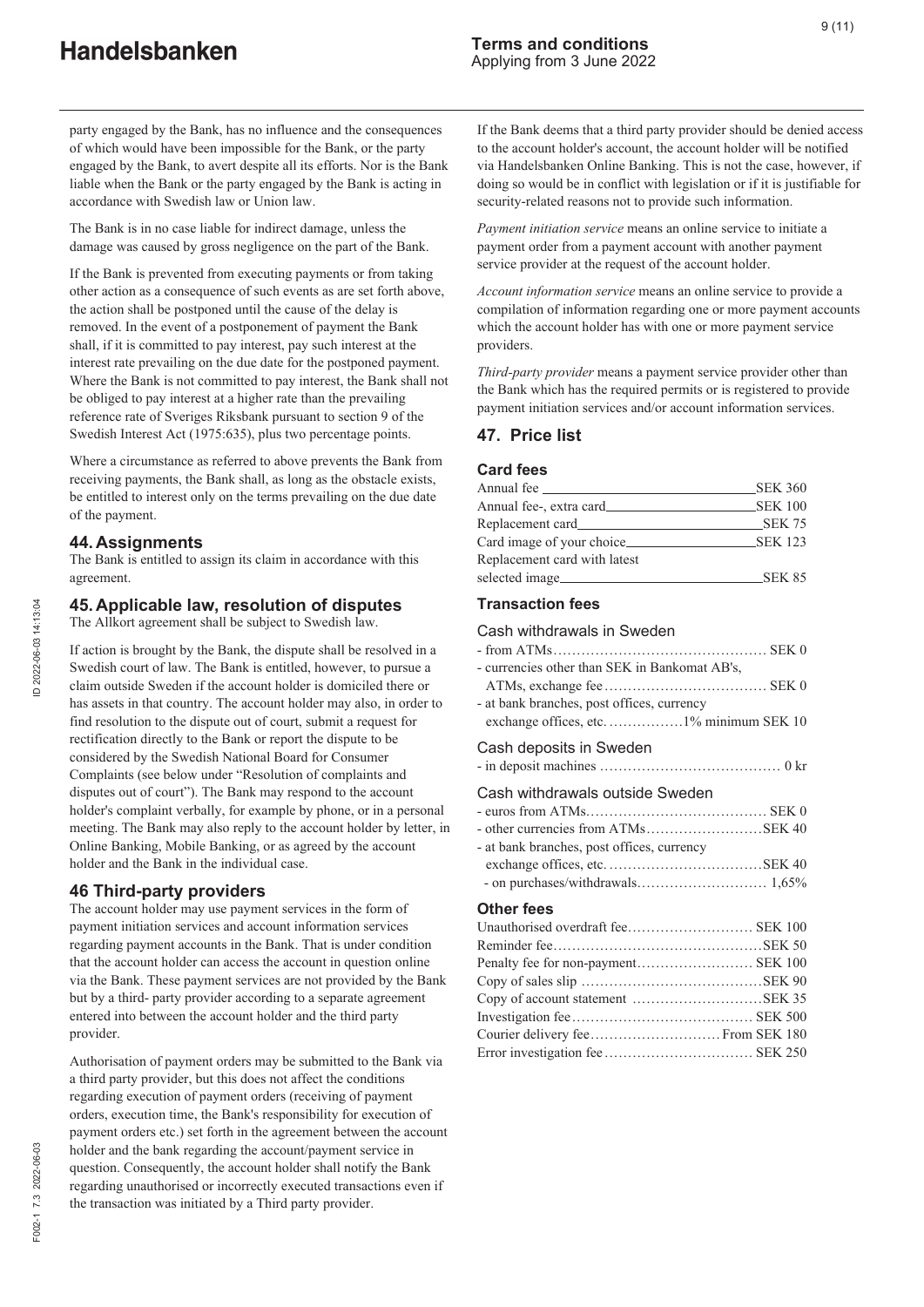party engaged by the Bank, has no influence and the consequences of which would have been impossible for the Bank, or the party engaged by the Bank, to avert despite all its efforts. Nor is the Bank liable when the Bank or the party engaged by the Bank is acting in accordance with Swedish law or Union law.

The Bank is in no case liable for indirect damage, unless the damage was caused by gross negligence on the part of the Bank.

If the Bank is prevented from executing payments or from taking other action as a consequence of such events as are set forth above, the action shall be postponed until the cause of the delay is removed. In the event of a postponement of payment the Bank shall, if it is committed to pay interest, pay such interest at the interest rate prevailing on the due date for the postponed payment. Where the Bank is not committed to pay interest, the Bank shall not be obliged to pay interest at a higher rate than the prevailing reference rate of Sveriges Riksbank pursuant to section 9 of the Swedish Interest Act (1975:635), plus two percentage points.

Where a circumstance as referred to above prevents the Bank from receiving payments, the Bank shall, as long as the obstacle exists, be entitled to interest only on the terms prevailing on the due date of the payment.

## 44. Assignments

The Bank is entitled to assign its claim in accordance with this agreement.

## 45. Applicable law, resolution of disputes

The Allkort agreement shall be subject to Swedish law.

If action is brought by the Bank, the dispute shall be resolved in a Swedish court of law. The Bank is entitled, however, to pursue a claim outside Sweden if the account holder is domiciled there or has assets in that country. The account holder may also, in order to find resolution to the dispute out of court, submit a request for rectification directly to the Bank or report the dispute to be considered by the Swedish National Board for Consumer Complaints (see below under "Resolution of complaints and disputes out of court"). The Bank may respond to the account holder's complaint verbally, for example by phone, or in a personal meeting. The Bank may also reply to the account holder by letter, in Online Banking, Mobile Banking, or as agreed by the account holder and the Bank in the individual case.

## 46 Third-party providers

The account holder may use payment services in the form of payment initiation services and account information services regarding payment accounts in the Bank. That is under condition that the account holder can access the account in question online via the Bank. These payment services are not provided by the Bank but by a third- party provider according to a separate agreement entered into between the account holder and the third party provider.

Authorisation of payment orders may be submitted to the Bank via a third party provider, but this does not affect the conditions regarding execution of payment orders (receiving of payment orders, execution time, the Bank's responsibility for execution of payment orders etc.) set forth in the agreement between the account holder and the bank regarding the account/payment service in question. Consequently, the account holder shall notify the Bank regarding unauthorised or incorrectly executed transactions even if the transaction was initiated by a Third party provider.

If the Bank deems that a third party provider should be denied access to the account holder's account, the account holder will be notified via Handelsbanken Online Banking. This is not the case, however, if doing so would be in conflict with legislation or if it is justifiable for security-related reasons not to provide such information.

*Payment initiation service* means an online service to initiate a payment order from a payment account with another payment service provider at the request of the account holder.

*Account information service* means an online service to provide a compilation of information regarding one or more payment accounts which the account holder has with one or more payment service providers.

*Third-party provider* means a payment service provider other than the Bank which has the required permits or is registered to provide payment initiation services and/or account information services.

## 47. Price list

### Card fees

| | |
|---|---|
| Annual fee | SEK 360 |
| Annual fee-, extra card | SEK 100 |
| Replacement card | SEK 75 |
| Card image of your choice | SEK 123 |
| Replacement card with latest selected image | SEK 85 |

### Transaction fees

Cash withdrawals in Sweden

| | |
|---|---|
| - from ATMs | SEK 0 |
| - currencies other than SEK in Bankomat AB's, ATMs, exchange fee | SEK 0 |
| - at bank branches, post offices, currency exchange offices, etc. | 1% minimum SEK 10 |

Cash deposits in Sweden

| | |
|---|---|
| - in deposit machines | 0 kr |

Cash withdrawals outside Sweden

| | |
|---|---|
| - euros from ATMs | SEK 0 |
| - other currencies from ATMs | SEK 40 |
| - at bank branches, post offices, currency exchange offices, etc. | SEK 40 |
| - on purchases/withdrawals | 1,65% |

### Other fees

| | |
|---|---|
| Unauthorised overdraft fee | SEK 100 |
| Reminder fee | SEK 50 |
| Penalty fee for non-payment | SEK 100 |
| Copy of sales slip | SEK 90 |
| Copy of account statement | SEK 35 |
| Investigation fee | SEK 500 |
| Courier delivery fee | From SEK 180 |
| Error investigation fee | SEK 250 |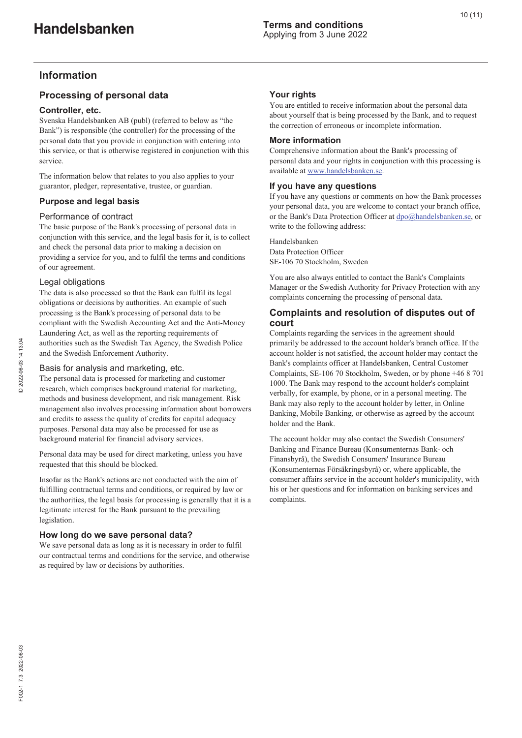# Information

## Processing of personal data

### Controller, etc.

Svenska Handelsbanken AB (publ) (referred to below as "the Bank") is responsible (the controller) for the processing of the personal data that you provide in conjunction with entering into this service, or that is otherwise registered in conjunction with this service.

The information below that relates to you also applies to your guarantor, pledger, representative, trustee, or guardian.

### Purpose and legal basis

#### Performance of contract

The basic purpose of the Bank's processing of personal data in conjunction with this service, and the legal basis for it, is to collect and check the personal data prior to making a decision on providing a service for you, and to fulfil the terms and conditions of our agreement.

#### Legal obligations

The data is also processed so that the Bank can fulfil its legal obligations or decisions by authorities. An example of such processing is the Bank's processing of personal data to be compliant with the Swedish Accounting Act and the Anti-Money Laundering Act, as well as the reporting requirements of authorities such as the Swedish Tax Agency, the Swedish Police and the Swedish Enforcement Authority.

#### Basis for analysis and marketing, etc.

The personal data is processed for marketing and customer research, which comprises background material for marketing, methods and business development, and risk management. Risk management also involves processing information about borrowers and credits to assess the quality of credits for capital adequacy purposes. Personal data may also be processed for use as background material for financial advisory services.

Personal data may be used for direct marketing, unless you have requested that this should be blocked.

Insofar as the Bank's actions are not conducted with the aim of fulfilling contractual terms and conditions, or required by law or the authorities, the legal basis for processing is generally that it is a legitimate interest for the Bank pursuant to the prevailing legislation.

### How long do we save personal data?

We save personal data as long as it is necessary in order to fulfil our contractual terms and conditions for the service, and otherwise as required by law or decisions by authorities.

### Your rights

You are entitled to receive information about the personal data about yourself that is being processed by the Bank, and to request the correction of erroneous or incomplete information.

### More information

Comprehensive information about the Bank's processing of personal data and your rights in conjunction with this processing is available at www.handelsbanken.se.

### If you have any questions

If you have any questions or comments on how the Bank processes your personal data, you are welcome to contact your branch office, or the Bank's Data Protection Officer at dpo@handelsbanken.se, or write to the following address:

Handelsbanken
Data Protection Officer
SE-106 70 Stockholm, Sweden

You are also always entitled to contact the Bank's Complaints Manager or the Swedish Authority for Privacy Protection with any complaints concerning the processing of personal data.

## Complaints and resolution of disputes out of court

Complaints regarding the services in the agreement should primarily be addressed to the account holder's branch office. If the account holder is not satisfied, the account holder may contact the Bank's complaints officer at Handelsbanken, Central Customer Complaints, SE-106 70 Stockholm, Sweden, or by phone +46 8 701 1000. The Bank may respond to the account holder's complaint verbally, for example, by phone, or in a personal meeting. The Bank may also reply to the account holder by letter, in Online Banking, Mobile Banking, or otherwise as agreed by the account holder and the Bank.

The account holder may also contact the Swedish Consumers' Banking and Finance Bureau (Konsumenternas Bank- och Finansbyrå), the Swedish Consumers' Insurance Bureau (Konsumenternas Försäkringsbyrå) or, where applicable, the consumer affairs service in the account holder's municipality, with his or her questions and for information on banking services and complaints.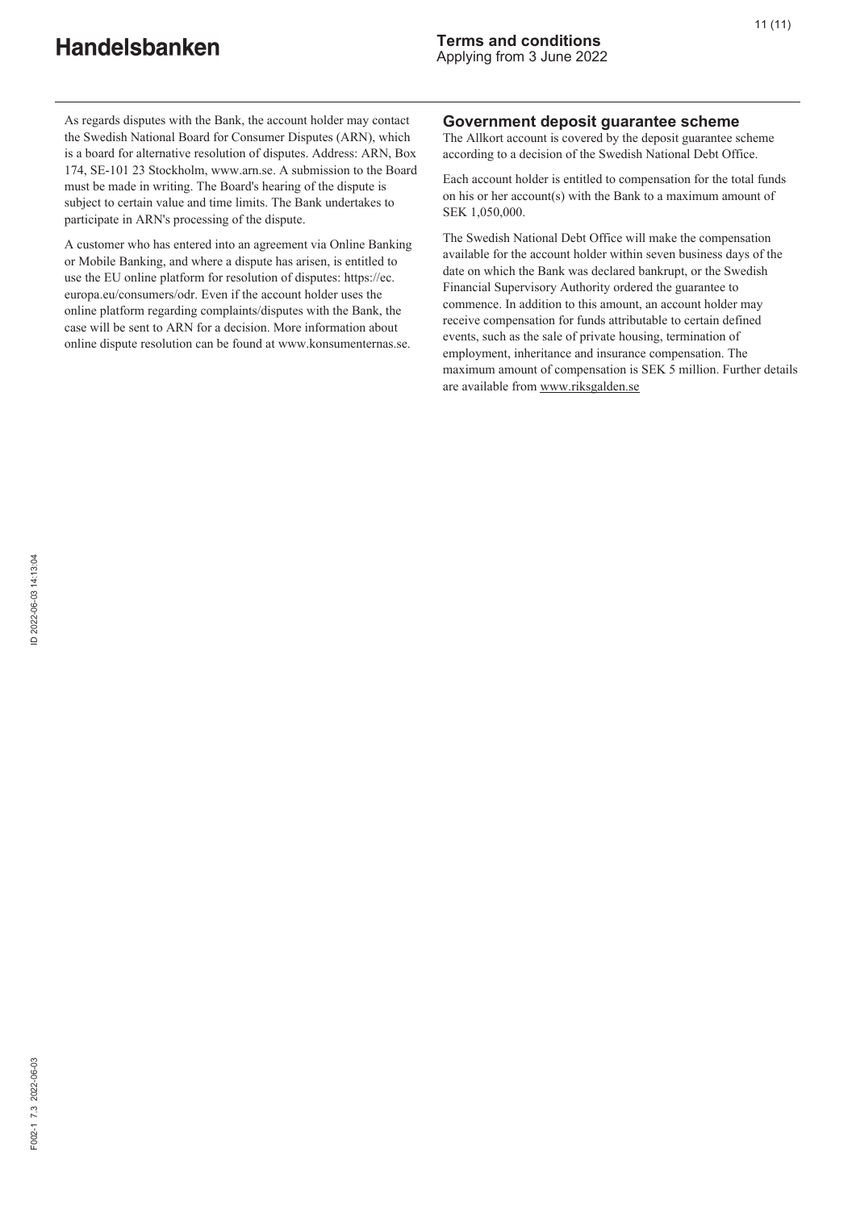As regards disputes with the Bank, the account holder may contact the Swedish National Board for Consumer Disputes (ARN), which is a board for alternative resolution of disputes. Address: ARN, Box 174, SE-101 23 Stockholm, www.arn.se. A submission to the Board must be made in writing. The Board's hearing of the dispute is subject to certain value and time limits. The Bank undertakes to participate in ARN's processing of the dispute.

A customer who has entered into an agreement via Online Banking or Mobile Banking, and where a dispute has arisen, is entitled to use the EU online platform for resolution of disputes: https://ec.europa.eu/consumers/odr. Even if the account holder uses the online platform regarding complaints/disputes with the Bank, the case will be sent to ARN for a decision. More information about online dispute resolution can be found at www.konsumenternas.se.

## Government deposit guarantee scheme

The Allkort account is covered by the deposit guarantee scheme according to a decision of the Swedish National Debt Office.

Each account holder is entitled to compensation for the total funds on his or her account(s) with the Bank to a maximum amount of SEK 1,050,000.

The Swedish National Debt Office will make the compensation available for the account holder within seven business days of the date on which the Bank was declared bankrupt, or the Swedish Financial Supervisory Authority ordered the guarantee to commence. In addition to this amount, an account holder may receive compensation for funds attributable to certain defined events, such as the sale of private housing, termination of employment, inheritance and insurance compensation. The maximum amount of compensation is SEK 5 million. Further details are available from www.riksgalden.se